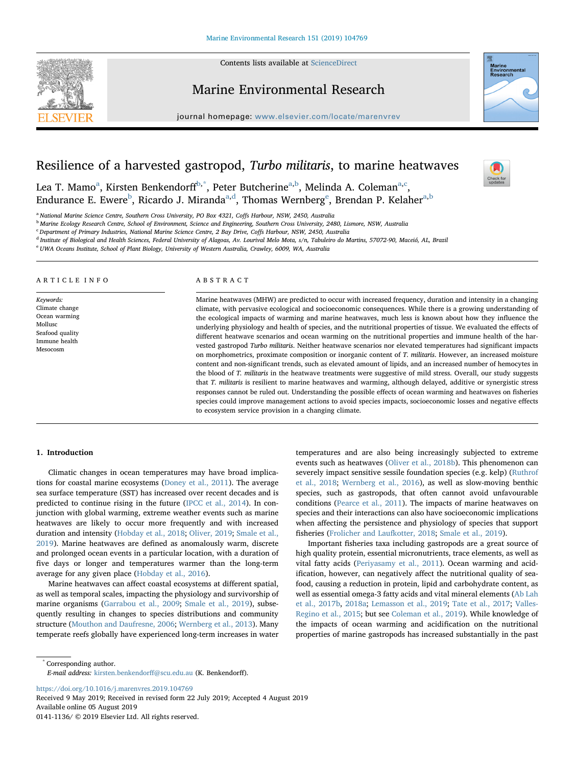# Resilience of a harvested gastropod, *Turbo militaris*, to marine heatwaves

Lea T. Mamo[a], Kirsten Benkendorff[b,*], Peter Butcherine[a,b], Melinda A. Coleman[a,c], Endurance E. Ewere[b], Ricardo J. Miranda[a,d], Thomas Wernberg[e], Brendan P. Kelaher[a,b]

[a] National Marine Science Centre, Southern Cross University, PO Box 4321, Coffs Harbour, NSW, 2450, Australia
[b] Marine Ecology Research Centre, School of Environment, Science and Engineering, Southern Cross University, 2480, Lismore, NSW, Australia
[c] Department of Primary Industries, National Marine Science Centre, 2 Bay Drive, Coffs Harbour, NSW, 2450, Australia
[d] Institute of Biological and Health Sciences, Federal University of Alagoas, Av. Lourival Melo Mota, s/n, Tabuleiro do Martins, 57072-90, Maceió, AL, Brazil
[e] UWA Oceans Institute, School of Plant Biology, University of Western Australia, Crawley, 6009, WA, Australia

## ARTICLE INFO

*Keywords:*
Climate change
Ocean warming
Mollusc
Seafood quality
Immune health
Mesocosm

## ABSTRACT

Marine heatwaves (MHW) are predicted to occur with increased frequency, duration and intensity in a changing climate, with pervasive ecological and socioeconomic consequences. While there is a growing understanding of the ecological impacts of warming and marine heatwaves, much less is known about how they influence the underlying physiology and health of species, and the nutritional properties of tissue. We evaluated the effects of different heatwave scenarios and ocean warming on the nutritional properties and immune health of the harvested gastropod *Turbo militaris*. Neither heatwave scenarios nor elevated temperatures had significant impacts on morphometrics, proximate composition or inorganic content of *T. militaris*. However, an increased moisture content and non-significant trends, such as elevated amount of lipids, and an increased number of hemocytes in the blood of *T. militaris* in the heatwave treatments were suggestive of mild stress. Overall, our study suggests that *T. militaris* is resilient to marine heatwaves and warming, although delayed, additive or synergistic stress responses cannot be ruled out. Understanding the possible effects of ocean warming and heatwaves on fisheries species could improve management actions to avoid species impacts, socioeconomic losses and negative effects to ecosystem service provision in a changing climate.

## 1. Introduction

Climatic changes in ocean temperatures may have broad implications for coastal marine ecosystems (Doney et al., 2011). The average sea surface temperature (SST) has increased over recent decades and is predicted to continue rising in the future (IPCC et al., 2014). In conjunction with global warming, extreme weather events such as marine heatwaves are likely to occur more frequently and with increased duration and intensity (Hobday et al., 2018; Oliver, 2019; Smale et al., 2019). Marine heatwaves are defined as anomalously warm, discrete and prolonged ocean events in a particular location, with a duration of five days or longer and temperatures warmer than the long-term average for any given place (Hobday et al., 2016).

Marine heatwaves can affect coastal ecosystems at different spatial, as well as temporal scales, impacting the physiology and survivorship of marine organisms (Garrabou et al., 2009; Smale et al., 2019), subsequently resulting in changes to species distributions and community structure (Mouthon and Daufresne, 2006; Wernberg et al., 2013). Many temperate reefs globally have experienced long-term increases in water temperatures and are also being increasingly subjected to extreme events such as heatwaves (Oliver et al., 2018b). This phenomenon can severely impact sensitive sessile foundation species (e.g. kelp) (Ruthrof et al., 2018; Wernberg et al., 2016), as well as slow-moving benthic species, such as gastropods, that often cannot avoid unfavourable conditions (Pearce et al., 2011). The impacts of marine heatwaves on species and their interactions can also have socioeconomic implications when affecting the persistence and physiology of species that support fisheries (Frolicher and Laufkotter, 2018; Smale et al., 2019).

Important fisheries taxa including gastropods are a great source of high quality protein, essential micronutrients, trace elements, as well as vital fatty acids (Periyasamy et al., 2011). Ocean warming and acidification, however, can negatively affect the nutritional quality of seafood, causing a reduction in protein, lipid and carbohydrate content, as well as essential omega-3 fatty acids and vital mineral elements (Ab Lah et al., 2017b, 2018a; Lemasson et al., 2019; Tate et al., 2017; Valles-Regino et al., 2015; but see Coleman et al., 2019). While knowledge of the impacts of ocean warming and acidification on the nutritional properties of marine gastropods has increased substantially in the past

* Corresponding author.
*E-mail address:* kirsten.benkendorff@scu.edu.au (K. Benkendorff).

https://doi.org/10.1016/j.marenvres.2019.104769
Received 9 May 2019; Received in revised form 22 July 2019; Accepted 4 August 2019
Available online 05 August 2019
0141-1136/ © 2019 Elsevier Ltd. All rights reserved.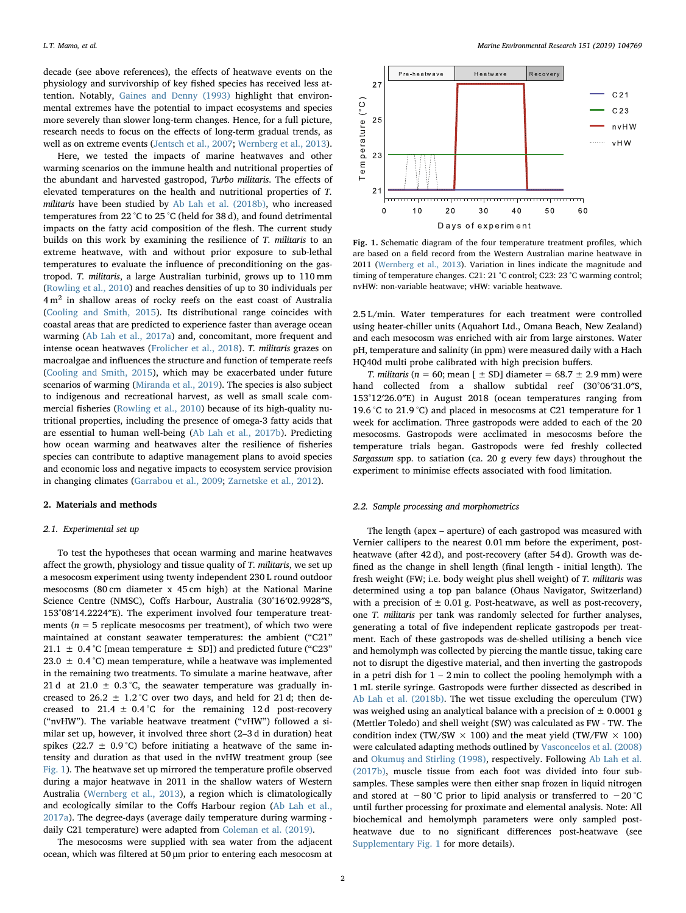decade (see above references), the effects of heatwave events on the physiology and survivorship of key fished species has received less attention. Notably, Gaines and Denny (1993) highlight that environmental extremes have the potential to impact ecosystems and species more severely than slower long-term changes. Hence, for a full picture, research needs to focus on the effects of long-term gradual trends, as well as on extreme events (Jentsch et al., 2007; Wernberg et al., 2013).

Here, we tested the impacts of marine heatwaves and other warming scenarios on the immune health and nutritional properties of the abundant and harvested gastropod, *Turbo militaris*. The effects of elevated temperatures on the health and nutritional properties of *T. militaris* have been studied by Ab Lah et al. (2018b), who increased temperatures from 22 °C to 25 °C (held for 38 d), and found detrimental impacts on the fatty acid composition of the flesh. The current study builds on this work by examining the resilience of *T. militaris* to an extreme heatwave, with and without prior exposure to sub-lethal temperatures to evaluate the influence of preconditioning on the gastropod. *T. militaris*, a large Australian turbinid, grows up to 110 mm (Rowling et al., 2010) and reaches densities of up to 30 individuals per 4 $m^2$ in shallow areas of rocky reefs on the east coast of Australia (Cooling and Smith, 2015). Its distributional range coincides with coastal areas that are predicted to experience faster than average ocean warming (Ab Lah et al., 2017a) and, concomitant, more frequent and intense ocean heatwaves (Frolicher et al., 2018). *T. militaris* grazes on macroalgae and influences the structure and function of temperate reefs (Cooling and Smith, 2015), which may be exacerbated under future scenarios of warming (Miranda et al., 2019). The species is also subject to indigenous and recreational harvest, as well as small scale commercial fisheries (Rowling et al., 2010) because of its high-quality nutritional properties, including the presence of omega-3 fatty acids that are essential to human well-being (Ab Lah et al., 2017b). Predicting how ocean warming and heatwaves alter the resilience of fisheries species can contribute to adaptive management plans to avoid species and economic loss and negative impacts to ecosystem service provision in changing climates (Garrabou et al., 2009; Zarnetske et al., 2012).

## 2. Materials and methods

### 2.1. Experimental set up

To test the hypotheses that ocean warming and marine heatwaves affect the growth, physiology and tissue quality of *T. militaris*, we set up a mesocosm experiment using twenty independent 230 L round outdoor mesocosms (80 cm diameter x 45 cm high) at the National Marine Science Centre (NMSC), Coffs Harbour, Australia (30°16′02.9928″S, 153°08′14.2224″E). The experiment involved four temperature treatments ($n = 5$ replicate mesocosms per treatment), of which two were maintained at constant seawater temperatures: the ambient ("C21" 21.1 ± 0.4 °C [mean temperature ± SD]) and predicted future ("C23" 23.0 ± 0.4 °C) mean temperature, while a heatwave was implemented in the remaining two treatments. To simulate a marine heatwave, after 21 d at 21.0 ± 0.3 °C, the seawater temperature was gradually increased to 26.2 ± 1.2 °C over two days, and held for 21 d; then decreased to 21.4 ± 0.4 °C for the remaining 12 d post-recovery ("nvHW"). The variable heatwave treatment ("vHW") followed a similar set up, however, it involved three short (2–3 d in duration) heat spikes (22.7 ± 0.9 °C) before initiating a heatwave of the same intensity and duration as that used in the nvHW treatment group (see Fig. 1). The heatwave set up mirrored the temperature profile observed during a major heatwave in 2011 in the shallow waters of Western Australia (Wernberg et al., 2013), a region which is climatologically and ecologically similar to the Coffs Harbour region (Ab Lah et al., 2017a). The degree-days (average daily temperature during warming - daily C21 temperature) were adapted from Coleman et al. (2019).

The mesocosms were supplied with sea water from the adjacent ocean, which was filtered at 50 μm prior to entering each mesocosm at 2.5 L/min. Water temperatures for each treatment were controlled using heater-chiller units (Aquahort Ltd., Omana Beach, New Zealand) and each mesocosm was enriched with air from large airstones. Water pH, temperature and salinity (in ppm) were measured daily with a Hach HQ40d multi probe calibrated with high precision buffers.

**Fig. 1.** Schematic diagram of the four temperature treatment profiles, which are based on a field record from the Western Australian marine heatwave in 2011 (Wernberg et al., 2013). Variation in lines indicate the magnitude and timing of temperature changes. C21: 21 °C control; C23: 23 °C warming control; nvHW: non-variable heatwave; vHW: variable heatwave.

*T. militaris* ($n = 60$; mean [ ± SD] diameter = 68.7 ± 2.9 mm) were hand collected from a shallow subtidal reef (30°06′31.0″S, 153°12′26.0″E) in August 2018 (ocean temperatures ranging from 19.6 °C to 21.9 °C) and placed in mesocosms at C21 temperature for 1 week for acclimation. Three gastropods were added to each of the 20 mesocosms. Gastropods were acclimated in mesocosms before the temperature trials began. Gastropods were fed freshly collected *Sargassum* spp. to satiation (ca. 20 g every few days) throughout the experiment to minimise effects associated with food limitation.

### 2.2. Sample processing and morphometrics

The length (apex – aperture) of each gastropod was measured with Vernier callipers to the nearest 0.01 mm before the experiment, post-heatwave (after 42 d), and post-recovery (after 54 d). Growth was defined as the change in shell length (final length - initial length). The fresh weight (FW; i.e. body weight plus shell weight) of *T. militaris* was determined using a top pan balance (Ohaus Navigator, Switzerland) with a precision of ± 0.01 g. Post-heatwave, as well as post-recovery, one *T. militaris* per tank was randomly selected for further analyses, generating a total of five independent replicate gastropods per treatment. Each of these gastropods was de-shelled utilising a bench vice and hemolymph was collected by piercing the mantle tissue, taking care not to disrupt the digestive material, and then inverting the gastropods in a petri dish for 1 – 2 min to collect the pooling hemolymph with a 1 mL sterile syringe. Gastropods were further dissected as described in Ab Lah et al. (2018b). The wet tissue excluding the operculum (TW) was weighed using an analytical balance with a precision of ± 0.0001 g (Mettler Toledo) and shell weight (SW) was calculated as FW - TW. The condition index (TW/SW × 100) and the meat yield (TW/FW × 100) were calculated adapting methods outlined by Vasconcelos et al. (2008) and Okumuş and Stirling (1998), respectively. Following Ab Lah et al. (2017b), muscle tissue from each foot was divided into four subsamples. These samples were then either snap frozen in liquid nitrogen and stored at −80 °C prior to lipid analysis or transferred to −20 °C until further processing for proximate and elemental analysis. Note: All biochemical and hemolymph parameters were only sampled post-heatwave due to no significant differences post-heatwave (see Supplementary Fig. 1 for more details).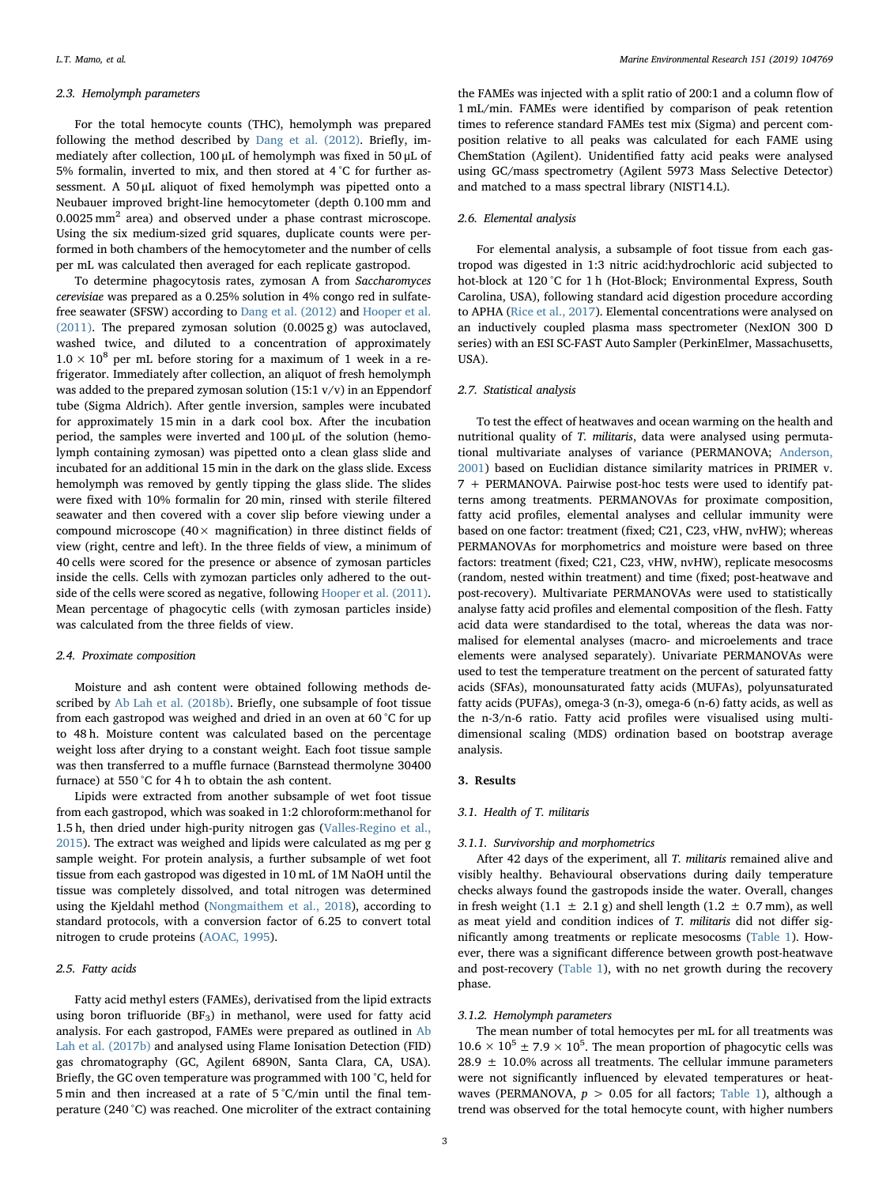### 2.3. Hemolymph parameters

For the total hemocyte counts (THC), hemolymph was prepared following the method described by Dang et al. (2012). Briefly, immediately after collection, 100 µL of hemolymph was fixed in 50 µL of 5% formalin, inverted to mix, and then stored at 4 °C for further assessment. A 50 µL aliquot of fixed hemolymph was pipetted onto a Neubauer improved bright-line hemocytometer (depth 0.100 mm and 0.0025 $mm^2$ area) and observed under a phase contrast microscope. Using the six medium-sized grid squares, duplicate counts were performed in both chambers of the hemocytometer and the number of cells per mL was calculated then averaged for each replicate gastropod.

To determine phagocytosis rates, zymosan A from *Saccharomyces cerevisiae* was prepared as a 0.25% solution in 4% congo red in sulfate-free seawater (SFSW) according to Dang et al. (2012) and Hooper et al. (2011). The prepared zymosan solution (0.0025 g) was autoclaved, washed twice, and diluted to a concentration of approximately $1.0 \times 10^8$ per mL before storing for a maximum of 1 week in a refrigerator. Immediately after collection, an aliquot of fresh hemolymph was added to the prepared zymosan solution (15:1 v/v) in an Eppendorf tube (Sigma Aldrich). After gentle inversion, samples were incubated for approximately 15 min in a dark cool box. After the incubation period, the samples were inverted and 100 µL of the solution (hemolymph containing zymosan) was pipetted onto a clean glass slide and incubated for an additional 15 min in the dark on the glass slide. Excess hemolymph was removed by gently tipping the glass slide. The slides were fixed with 10% formalin for 20 min, rinsed with sterile filtered seawater and then covered with a cover slip before viewing under a compound microscope (40× magnification) in three distinct fields of view (right, centre and left). In the three fields of view, a minimum of 40 cells were scored for the presence or absence of zymosan particles inside the cells. Cells with zymozan particles only adhered to the outside of the cells were scored as negative, following Hooper et al. (2011). Mean percentage of phagocytic cells (with zymosan particles inside) was calculated from the three fields of view.

### 2.4. Proximate composition

Moisture and ash content were obtained following methods described by Ab Lah et al. (2018b). Briefly, one subsample of foot tissue from each gastropod was weighed and dried in an oven at 60 °C for up to 48 h. Moisture content was calculated based on the percentage weight loss after drying to a constant weight. Each foot tissue sample was then transferred to a muffle furnace (Barnstead thermolyne 30400 furnace) at 550 °C for 4 h to obtain the ash content.

Lipids were extracted from another subsample of wet foot tissue from each gastropod, which was soaked in 1:2 chloroform:methanol for 1.5 h, then dried under high-purity nitrogen gas (Valles-Regino et al., 2015). The extract was weighed and lipids were calculated as mg per g sample weight. For protein analysis, a further subsample of wet foot tissue from each gastropod was digested in 10 mL of 1M NaOH until the tissue was completely dissolved, and total nitrogen was determined using the Kjeldahl method (Nongmaithem et al., 2018), according to standard protocols, with a conversion factor of 6.25 to convert total nitrogen to crude proteins (AOAC, 1995).

### 2.5. Fatty acids

Fatty acid methyl esters (FAMEs), derivatised from the lipid extracts using boron trifluoride ($BF_3$) in methanol, were used for fatty acid analysis. For each gastropod, FAMEs were prepared as outlined in Ab Lah et al. (2017b) and analysed using Flame Ionisation Detection (FID) gas chromatography (GC, Agilent 6890N, Santa Clara, CA, USA). Briefly, the GC oven temperature was programmed with 100 °C, held for 5 min and then increased at a rate of 5 °C/min until the final temperature (240 °C) was reached. One microliter of the extract containing the FAMEs was injected with a split ratio of 200:1 and a column flow of 1 mL/min. FAMEs were identified by comparison of peak retention times to reference standard FAMEs test mix (Sigma) and percent composition relative to all peaks was calculated for each FAME using ChemStation (Agilent). Unidentified fatty acid peaks were analysed using GC/mass spectrometry (Agilent 5973 Mass Selective Detector) and matched to a mass spectral library (NIST14.L).

### 2.6. Elemental analysis

For elemental analysis, a subsample of foot tissue from each gastropod was digested in 1:3 nitric acid:hydrochloric acid subjected to hot-block at 120 °C for 1 h (Hot-Block; Environmental Express, South Carolina, USA), following standard acid digestion procedure according to APHA (Rice et al., 2017). Elemental concentrations were analysed on an inductively coupled plasma mass spectrometer (NexION 300 D series) with an ESI SC-FAST Auto Sampler (PerkinElmer, Massachusetts, USA).

### 2.7. Statistical analysis

To test the effect of heatwaves and ocean warming on the health and nutritional quality of *T. militaris*, data were analysed using permutational multivariate analyses of variance (PERMANOVA; Anderson, 2001) based on Euclidian distance similarity matrices in PRIMER v. 7 + PERMANOVA. Pairwise post-hoc tests were used to identify patterns among treatments. PERMANOVAs for proximate composition, fatty acid profiles, elemental analyses and cellular immunity were based on one factor: treatment (fixed; C21, C23, vHW, nvHW); whereas PERMANOVAs for morphometrics and moisture were based on three factors: treatment (fixed; C21, C23, vHW, nvHW), replicate mesocosms (random, nested within treatment) and time (fixed; post-heatwave and post-recovery). Multivariate PERMANOVAs were used to statistically analyse fatty acid profiles and elemental composition of the flesh. Fatty acid data were standardised to the total, whereas the data was normalised for elemental analyses (macro- and microelements and trace elements were analysed separately). Univariate PERMANOVAs were used to test the temperature treatment on the percent of saturated fatty acids (SFAs), monounsaturated fatty acids (MUFAs), polyunsaturated fatty acids (PUFAs), omega-3 (n-3), omega-6 (n-6) fatty acids, as well as the n-3/n-6 ratio. Fatty acid profiles were visualised using multidimensional scaling (MDS) ordination based on bootstrap average analysis.

## 3. Results

### 3.1. Health of T. militaris

#### 3.1.1. Survivorship and morphometrics

After 42 days of the experiment, all *T. militaris* remained alive and visibly healthy. Behavioural observations during daily temperature checks always found the gastropods inside the water. Overall, changes in fresh weight (1.1 ± 2.1 g) and shell length (1.2 ± 0.7 mm), as well as meat yield and condition indices of *T. militaris* did not differ significantly among treatments or replicate mesocosms (Table 1). However, there was a significant difference between growth post-heatwave and post-recovery (Table 1), with no net growth during the recovery phase.

#### 3.1.2. Hemolymph parameters

The mean number of total hemocytes per mL for all treatments was $10.6 \times 10^5 \pm 7.9 \times 10^5$. The mean proportion of phagocytic cells was 28.9 ± 10.0% across all treatments. The cellular immune parameters were not significantly influenced by elevated temperatures or heatwaves (PERMANOVA, $p > 0.05$ for all factors; Table 1), although a trend was observed for the total hemocyte count, with higher numbers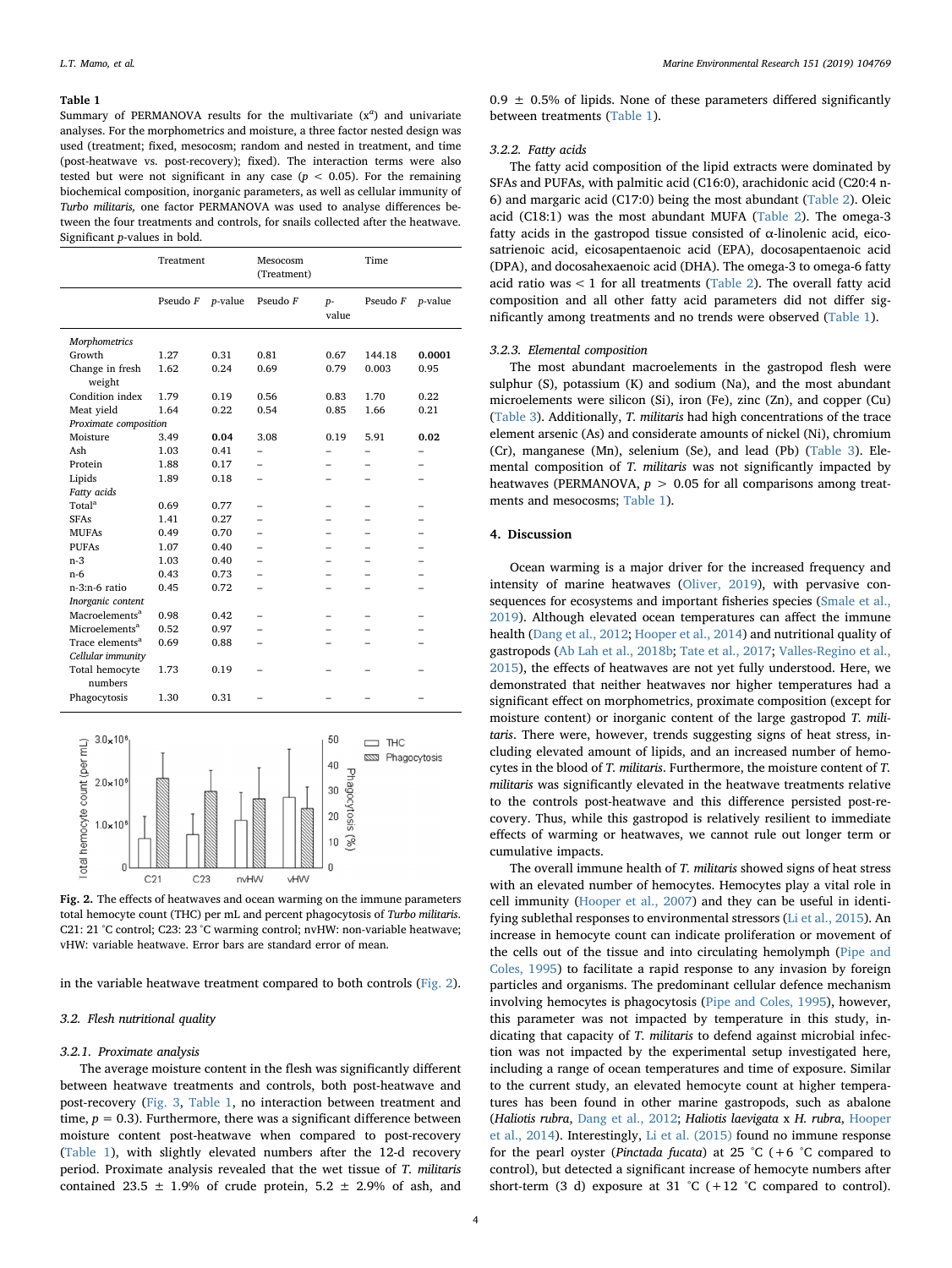**Table 1**
Summary of PERMANOVA results for the multivariate ($x^a$) and univariate analyses. For the morphometrics and moisture, a three factor nested design was used (treatment; fixed, mesocosm; random and nested in treatment, and time (post-heatwave vs. post-recovery); fixed). The interaction terms were also tested but were not significant in any case ($p < 0.05$). For the remaining biochemical composition, inorganic parameters, as well as cellular immunity of *Turbo militaris,* one factor PERMANOVA was used to analyse differences between the four treatments and controls, for snails collected after the heatwave. Significant *p*-values in bold.

| | Treatment | | Mesocosm (Treatment) | | Time | |
|---|---|---|---|---|---|---|
| | Pseudo *F* | *p*-value | Pseudo *F* | *p*-value | Pseudo *F* | *p*-value |
| *Morphometrics* | | | | | | |
| Growth | 1.27 | 0.31 | 0.81 | 0.67 | 144.18 | **0.0001** |
| Change in fresh weight | 1.62 | 0.24 | 0.69 | 0.79 | 0.003 | 0.95 |
| Condition index | 1.79 | 0.19 | 0.56 | 0.83 | 1.70 | 0.22 |
| Meat yield | 1.64 | 0.22 | 0.54 | 0.85 | 1.66 | 0.21 |
| *Proximate composition* | | | | | | |
| Moisture | 3.49 | **0.04** | 3.08 | 0.19 | 5.91 | **0.02** |
| Ash | 1.03 | 0.41 | – | – | – | – |
| Protein | 1.88 | 0.17 | – | – | – | – |
| Lipids | 1.89 | 0.18 | – | – | – | – |
| *Fatty acids* | | | | | | |
| Total[a] | 0.69 | 0.77 | – | – | – | – |
| SFAs | 1.41 | 0.27 | – | – | – | – |
| MUFAs | 0.49 | 0.70 | – | – | – | – |
| PUFAs | 1.07 | 0.40 | – | – | – | – |
| n-3 | 1.03 | 0.40 | – | – | – | – |
| n-6 | 0.43 | 0.73 | – | – | – | – |
| n-3:n-6 ratio | 0.45 | 0.72 | – | – | – | – |
| *Inorganic content* | | | | | | |
| Macroelements[a] | 0.98 | 0.42 | – | – | – | – |
| Microelements[a] | 0.52 | 0.97 | – | – | – | – |
| Trace elements[a] | 0.69 | 0.88 | – | – | – | – |
| *Cellular immunity* | | | | | | |
| Total hemocyte numbers | 1.73 | 0.19 | – | – | – | – |
| Phagocytosis | 1.30 | 0.31 | – | – | – | – |

**Fig. 2.** The effects of heatwaves and ocean warming on the immune parameters total hemocyte count (THC) per mL and percent phagocytosis of *Turbo militaris*. C21: 21 °C control; C23: 23 °C warming control; nvHW: non-variable heatwave; vHW: variable heatwave. Error bars are standard error of mean.

in the variable heatwave treatment compared to both controls (Fig. 2).

### 3.2. Flesh nutritional quality

#### 3.2.1. Proximate analysis

The average moisture content in the flesh was significantly different between heatwave treatments and controls, both post-heatwave and post-recovery (Fig. 3, Table 1, no interaction between treatment and time, $p = 0.3$). Furthermore, there was a significant difference between moisture content post-heatwave when compared to post-recovery (Table 1), with slightly elevated numbers after the 12-d recovery period. Proximate analysis revealed that the wet tissue of *T. militaris* contained 23.5 ± 1.9% of crude protein, 5.2 ± 2.9% of ash, and 0.9 ± 0.5% of lipids. None of these parameters differed significantly between treatments (Table 1).

#### 3.2.2. Fatty acids

The fatty acid composition of the lipid extracts were dominated by SFAs and PUFAs, with palmitic acid (C16:0), arachidonic acid (C20:4 n-6) and margaric acid (C17:0) being the most abundant (Table 2). Oleic acid (C18:1) was the most abundant MUFA (Table 2). The omega-3 fatty acids in the gastropod tissue consisted of α-linolenic acid, eicosatrienoic acid, eicosapentaenoic acid (EPA), docosapentaenoic acid (DPA), and docosahexaenoic acid (DHA). The omega-3 to omega-6 fatty acid ratio was < 1 for all treatments (Table 2). The overall fatty acid composition and all other fatty acid parameters did not differ significantly among treatments and no trends were observed (Table 1).

#### 3.2.3. Elemental composition

The most abundant macroelements in the gastropod flesh were sulphur (S), potassium (K) and sodium (Na), and the most abundant microelements were silicon (Si), iron (Fe), zinc (Zn), and copper (Cu) (Table 3). Additionally, *T. militaris* had high concentrations of the trace element arsenic (As) and considerate amounts of nickel (Ni), chromium (Cr), manganese (Mn), selenium (Se), and lead (Pb) (Table 3). Elemental composition of *T. militaris* was not significantly impacted by heatwaves (PERMANOVA, $p > 0.05$ for all comparisons among treatments and mesocosms; Table 1).

## 4. Discussion

Ocean warming is a major driver for the increased frequency and intensity of marine heatwaves (Oliver, 2019), with pervasive consequences for ecosystems and important fisheries species (Smale et al., 2019). Although elevated ocean temperatures can affect the immune health (Dang et al., 2012; Hooper et al., 2014) and nutritional quality of gastropods (Ab Lah et al., 2018b; Tate et al., 2017; Valles-Regino et al., 2015), the effects of heatwaves are not yet fully understood. Here, we demonstrated that neither heatwaves nor higher temperatures had a significant effect on morphometrics, proximate composition (except for moisture content) or inorganic content of the large gastropod *T. militaris*. There were, however, trends suggesting signs of heat stress, including elevated amount of lipids, and an increased number of hemocytes in the blood of *T. militaris*. Furthermore, the moisture content of *T. militaris* was significantly elevated in the heatwave treatments relative to the controls post-heatwave and this difference persisted post-recovery. Thus, while this gastropod is relatively resilient to immediate effects of warming or heatwaves, we cannot rule out longer term or cumulative impacts.

The overall immune health of *T. militaris* showed signs of heat stress with an elevated number of hemocytes. Hemocytes play a vital role in cell immunity (Hooper et al., 2007) and they can be useful in identifying sublethal responses to environmental stressors (Li et al., 2015). An increase in hemocyte count can indicate proliferation or movement of the cells out of the tissue and into circulating hemolymph (Pipe and Coles, 1995) to facilitate a rapid response to any invasion by foreign particles and organisms. The predominant cellular defence mechanism involving hemocytes is phagocytosis (Pipe and Coles, 1995), however, this parameter was not impacted by temperature in this study, indicating that capacity of *T. militaris* to defend against microbial infection was not impacted by the experimental setup investigated here, including a range of ocean temperatures and time of exposure. Similar to the current study, an elevated hemocyte count at higher temperatures has been found in other marine gastropods, such as abalone (*Haliotis rubra*, Dang et al., 2012; *Haliotis laevigata* x *H. rubra*, Hooper et al., 2014). Interestingly, Li et al. (2015) found no immune response for the pearl oyster (*Pinctada fucata*) at 25 °C (+6 °C compared to control), but detected a significant increase of hemocyte numbers after short-term (3 d) exposure at 31 °C (+12 °C compared to control).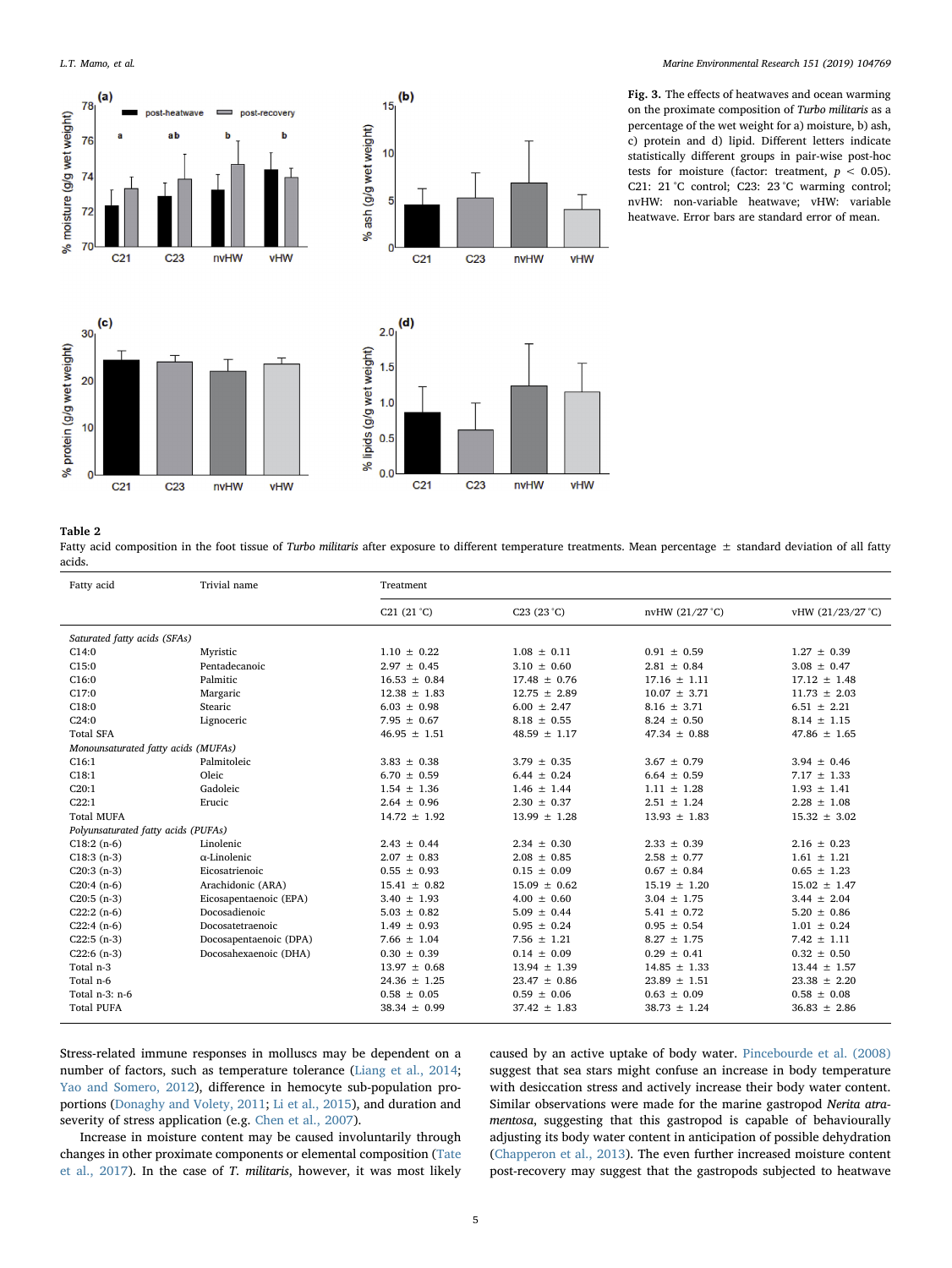**Fig. 3.** The effects of heatwaves and ocean warming on the proximate composition of *Turbo militaris* as a percentage of the wet weight for a) moisture, b) ash, c) protein and d) lipid. Different letters indicate statistically different groups in pair-wise post-hoc tests for moisture (factor: treatment, $p < 0.05$). C21: 21 °C control; C23: 23 °C warming control; nvHW: non-variable heatwave; vHW: variable heatwave. Error bars are standard error of mean.

**Table 2**
Fatty acid composition in the foot tissue of *Turbo militaris* after exposure to different temperature treatments. Mean percentage ± standard deviation of all fatty acids.

| Fatty acid | Trivial name | Treatment | | | |
|---|---|---|---|---|---|
| | | C21 (21 °C) | C23 (23 °C) | nvHW (21/27 °C) | vHW (21/23/27 °C) |
| *Saturated fatty acids (SFAs)* | | | | | |
| C14:0 | Myristic | 1.10 ± 0.22 | 1.08 ± 0.11 | 0.91 ± 0.59 | 1.27 ± 0.39 |
| C15:0 | Pentadecanoic | 2.97 ± 0.45 | 3.10 ± 0.60 | 2.81 ± 0.84 | 3.08 ± 0.47 |
| C16:0 | Palmitic | 16.53 ± 0.84 | 17.48 ± 0.76 | 17.16 ± 1.11 | 17.12 ± 1.48 |
| C17:0 | Margaric | 12.38 ± 1.83 | 12.75 ± 2.89 | 10.07 ± 3.71 | 11.73 ± 2.03 |
| C18:0 | Stearic | 6.03 ± 0.98 | 6.00 ± 2.47 | 8.16 ± 3.71 | 6.51 ± 2.21 |
| C24:0 | Lignoceric | 7.95 ± 0.67 | 8.18 ± 0.55 | 8.24 ± 0.50 | 8.14 ± 1.15 |
| Total SFA | | 46.95 ± 1.51 | 48.59 ± 1.17 | 47.34 ± 0.88 | 47.86 ± 1.65 |
| *Monounsaturated fatty acids (MUFAs)* | | | | | |
| C16:1 | Palmitoleic | 3.83 ± 0.38 | 3.79 ± 0.35 | 3.67 ± 0.79 | 3.94 ± 0.46 |
| C18:1 | Oleic | 6.70 ± 0.59 | 6.44 ± 0.24 | 6.64 ± 0.59 | 7.17 ± 1.33 |
| C20:1 | Gadoleic | 1.54 ± 1.36 | 1.46 ± 1.44 | 1.11 ± 1.28 | 1.93 ± 1.41 |
| C22:1 | Erucic | 2.64 ± 0.96 | 2.30 ± 0.37 | 2.51 ± 1.24 | 2.28 ± 1.08 |
| Total MUFA | | 14.72 ± 1.92 | 13.99 ± 1.28 | 13.93 ± 1.83 | 15.32 ± 3.02 |
| *Polyunsaturated fatty acids (PUFAs)* | | | | | |
| C18:2 (n-6) | Linolenic | 2.43 ± 0.44 | 2.34 ± 0.30 | 2.33 ± 0.39 | 2.16 ± 0.23 |
| C18:3 (n-3) | α-Linolenic | 2.07 ± 0.83 | 2.08 ± 0.85 | 2.58 ± 0.77 | 1.61 ± 1.21 |
| C20:3 (n-3) | Eicosatrienoic | 0.55 ± 0.93 | 0.15 ± 0.09 | 0.67 ± 0.84 | 0.65 ± 1.23 |
| C20:4 (n-6) | Arachidonic (ARA) | 15.41 ± 0.82 | 15.09 ± 0.62 | 15.19 ± 1.20 | 15.02 ± 1.47 |
| C20:5 (n-3) | Eicosapentaenoic (EPA) | 3.40 ± 1.93 | 4.00 ± 0.60 | 3.04 ± 1.75 | 3.44 ± 2.04 |
| C22:2 (n-6) | Docosadienoic | 5.03 ± 0.82 | 5.09 ± 0.44 | 5.41 ± 0.72 | 5.20 ± 0.86 |
| C22:4 (n-6) | Docosatetraenoic | 1.49 ± 0.93 | 0.95 ± 0.24 | 0.95 ± 0.54 | 1.01 ± 0.24 |
| C22:5 (n-3) | Docosapentaenoic (DPA) | 7.66 ± 1.04 | 7.56 ± 1.21 | 8.27 ± 1.75 | 7.42 ± 1.11 |
| C22:6 (n-3) | Docosahexaenoic (DHA) | 0.30 ± 0.39 | 0.14 ± 0.09 | 0.29 ± 0.41 | 0.32 ± 0.50 |
| Total n-3 | | 13.97 ± 0.68 | 13.94 ± 1.39 | 14.85 ± 1.33 | 13.44 ± 1.57 |
| Total n-6 | | 24.36 ± 1.25 | 23.47 ± 0.86 | 23.89 ± 1.51 | 23.38 ± 2.20 |
| Total n-3: n-6 | | 0.58 ± 0.05 | 0.59 ± 0.06 | 0.63 ± 0.09 | 0.58 ± 0.08 |
| Total PUFA | | 38.34 ± 0.99 | 37.42 ± 1.83 | 38.73 ± 1.24 | 36.83 ± 2.86 |

Stress-related immune responses in molluscs may be dependent on a number of factors, such as temperature tolerance (Liang et al., 2014; Yao and Somero, 2012), difference in hemocyte sub-population proportions (Donaghy and Volety, 2011; Li et al., 2015), and duration and severity of stress application (e.g. Chen et al., 2007).

Increase in moisture content may be caused involuntarily through changes in other proximate components or elemental composition (Tate et al., 2017). In the case of *T. militaris*, however, it was most likely caused by an active uptake of body water. Pincebourde et al. (2008) suggest that sea stars might confuse an increase in body temperature with desiccation stress and actively increase their body water content. Similar observations were made for the marine gastropod *Nerita atramentosa*, suggesting that this gastropod is capable of behaviourally adjusting its body water content in anticipation of possible dehydration (Chapperon et al., 2013). The even further increased moisture content post-recovery may suggest that the gastropods subjected to heatwave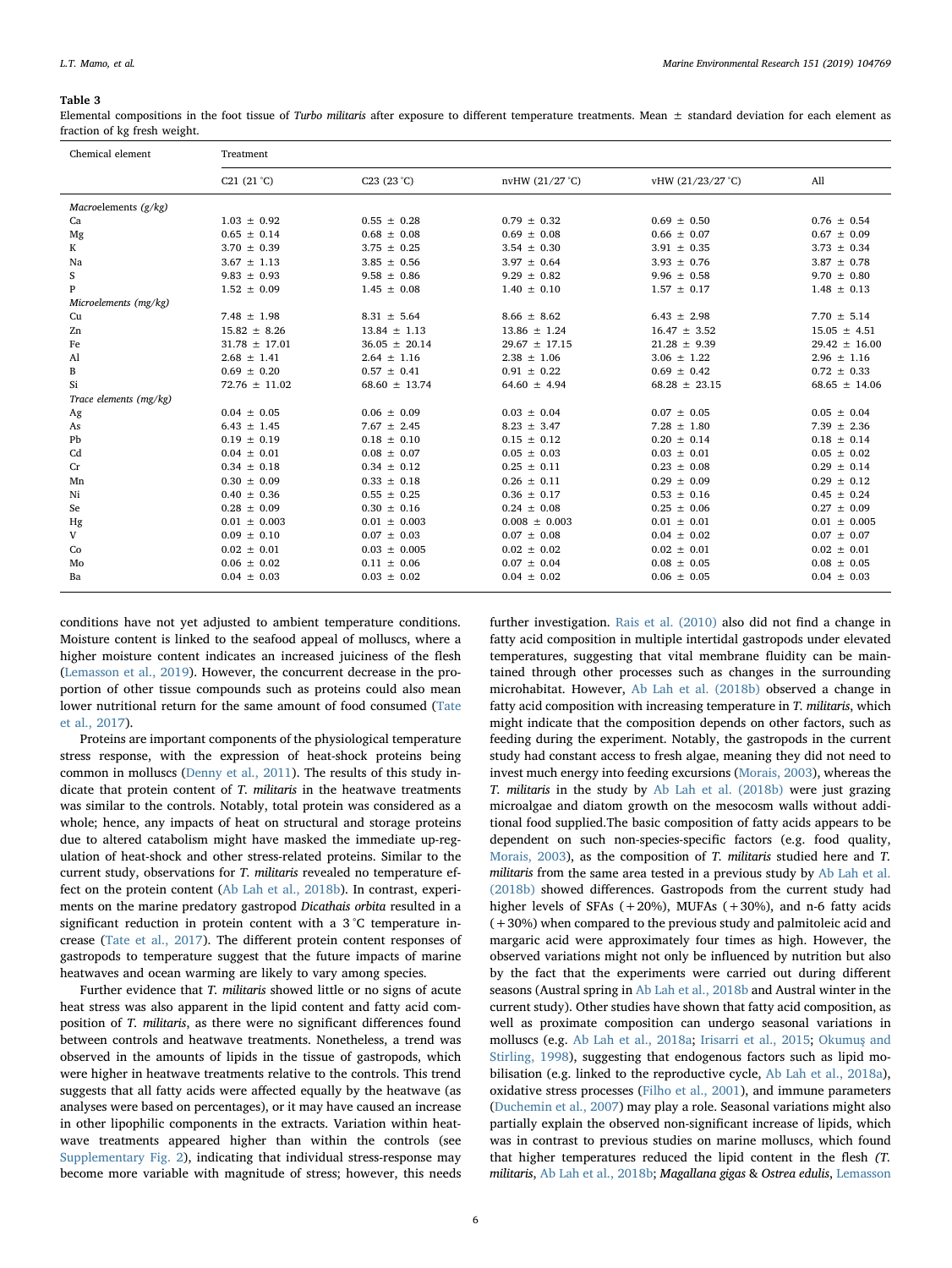**Table 3**

Elemental compositions in the foot tissue of *Turbo militaris* after exposure to different temperature treatments. Mean ± standard deviation for each element as fraction of kg fresh weight.

| Chemical element | Treatment | | | | |
|---|---|---|---|---|---|
| | C21 (21 °C) | C23 (23 °C) | nvHW (21/27 °C) | vHW (21/23/27 °C) | All |
| *Macroelements (g/kg)* | | | | | |
| Ca | 1.03 ± 0.92 | 0.55 ± 0.28 | 0.79 ± 0.32 | 0.69 ± 0.50 | 0.76 ± 0.54 |
| Mg | 0.65 ± 0.14 | 0.68 ± 0.08 | 0.69 ± 0.08 | 0.66 ± 0.07 | 0.67 ± 0.09 |
| K | 3.70 ± 0.39 | 3.75 ± 0.25 | 3.54 ± 0.30 | 3.91 ± 0.35 | 3.73 ± 0.34 |
| Na | 3.67 ± 1.13 | 3.85 ± 0.56 | 3.97 ± 0.64 | 3.93 ± 0.76 | 3.87 ± 0.78 |
| S | 9.83 ± 0.93 | 9.58 ± 0.86 | 9.29 ± 0.82 | 9.96 ± 0.58 | 9.70 ± 0.80 |
| P | 1.52 ± 0.09 | 1.45 ± 0.08 | 1.40 ± 0.10 | 1.57 ± 0.17 | 1.48 ± 0.13 |
| *Microelements (mg/kg)* | | | | | |
| Cu | 7.48 ± 1.98 | 8.31 ± 5.64 | 8.66 ± 8.62 | 6.43 ± 2.98 | 7.70 ± 5.14 |
| Zn | 15.82 ± 8.26 | 13.84 ± 1.13 | 13.86 ± 1.24 | 16.47 ± 3.52 | 15.05 ± 4.51 |
| Fe | 31.78 ± 17.01 | 36.05 ± 20.14 | 29.67 ± 17.15 | 21.28 ± 9.39 | 29.42 ± 16.00 |
| Al | 2.68 ± 1.41 | 2.64 ± 1.16 | 2.38 ± 1.06 | 3.06 ± 1.22 | 2.96 ± 1.16 |
| B | 0.69 ± 0.20 | 0.57 ± 0.41 | 0.91 ± 0.22 | 0.69 ± 0.42 | 0.72 ± 0.33 |
| Si | 72.76 ± 11.02 | 68.60 ± 13.74 | 64.60 ± 4.94 | 68.28 ± 23.15 | 68.65 ± 14.06 |
| *Trace elements (mg/kg)* | | | | | |
| Ag | 0.04 ± 0.05 | 0.06 ± 0.09 | 0.03 ± 0.04 | 0.07 ± 0.05 | 0.05 ± 0.04 |
| As | 6.43 ± 1.45 | 7.67 ± 2.45 | 8.23 ± 3.47 | 7.28 ± 1.80 | 7.39 ± 2.36 |
| Pb | 0.19 ± 0.19 | 0.18 ± 0.10 | 0.15 ± 0.12 | 0.20 ± 0.14 | 0.18 ± 0.14 |
| Cd | 0.04 ± 0.01 | 0.08 ± 0.07 | 0.05 ± 0.03 | 0.03 ± 0.01 | 0.05 ± 0.02 |
| Cr | 0.34 ± 0.18 | 0.34 ± 0.12 | 0.25 ± 0.11 | 0.23 ± 0.08 | 0.29 ± 0.14 |
| Mn | 0.30 ± 0.09 | 0.33 ± 0.18 | 0.26 ± 0.11 | 0.29 ± 0.09 | 0.29 ± 0.12 |
| Ni | 0.40 ± 0.36 | 0.55 ± 0.25 | 0.36 ± 0.17 | 0.53 ± 0.16 | 0.45 ± 0.24 |
| Se | 0.28 ± 0.09 | 0.30 ± 0.16 | 0.24 ± 0.08 | 0.25 ± 0.06 | 0.27 ± 0.09 |
| Hg | 0.01 ± 0.003 | 0.01 ± 0.003 | 0.008 ± 0.003 | 0.01 ± 0.01 | 0.01 ± 0.005 |
| V | 0.09 ± 0.10 | 0.07 ± 0.03 | 0.07 ± 0.08 | 0.04 ± 0.02 | 0.07 ± 0.07 |
| Co | 0.02 ± 0.01 | 0.03 ± 0.005 | 0.02 ± 0.02 | 0.02 ± 0.01 | 0.02 ± 0.01 |
| Mo | 0.06 ± 0.02 | 0.11 ± 0.06 | 0.07 ± 0.04 | 0.08 ± 0.05 | 0.08 ± 0.05 |
| Ba | 0.04 ± 0.03 | 0.03 ± 0.02 | 0.04 ± 0.02 | 0.06 ± 0.05 | 0.04 ± 0.03 |

conditions have not yet adjusted to ambient temperature conditions. Moisture content is linked to the seafood appeal of molluscs, where a higher moisture content indicates an increased juiciness of the flesh (Lemasson et al., 2019). However, the concurrent decrease in the proportion of other tissue compounds such as proteins could also mean lower nutritional return for the same amount of food consumed (Tate et al., 2017).

Proteins are important components of the physiological temperature stress response, with the expression of heat-shock proteins being common in molluscs (Denny et al., 2011). The results of this study indicate that protein content of *T. militaris* in the heatwave treatments was similar to the controls. Notably, total protein was considered as a whole; hence, any impacts of heat on structural and storage proteins due to altered catabolism might have masked the immediate up-regulation of heat-shock and other stress-related proteins. Similar to the current study, observations for *T. militaris* revealed no temperature effect on the protein content (Ab Lah et al., 2018b). In contrast, experiments on the marine predatory gastropod *Dicathais orbita* resulted in a significant reduction in protein content with a 3 °C temperature increase (Tate et al., 2017). The different protein content responses of gastropods to temperature suggest that the future impacts of marine heatwaves and ocean warming are likely to vary among species.

Further evidence that *T. militaris* showed little or no signs of acute heat stress was also apparent in the lipid content and fatty acid composition of *T. militaris*, as there were no significant differences found between controls and heatwave treatments. Nonetheless, a trend was observed in the amounts of lipids in the tissue of gastropods, which were higher in heatwave treatments relative to the controls. This trend suggests that all fatty acids were affected equally by the heatwave (as analyses were based on percentages), or it may have caused an increase in other lipophilic components in the extracts. Variation within heatwave treatments appeared higher than within the controls (see Supplementary Fig. 2), indicating that individual stress-response may become more variable with magnitude of stress; however, this needs further investigation. Rais et al. (2010) also did not find a change in fatty acid composition in multiple intertidal gastropods under elevated temperatures, suggesting that vital membrane fluidity can be maintained through other processes such as changes in the surrounding microhabitat. However, Ab Lah et al. (2018b) observed a change in fatty acid composition with increasing temperature in *T. militaris*, which might indicate that the composition depends on other factors, such as feeding during the experiment. Notably, the gastropods in the current study had constant access to fresh algae, meaning they did not need to invest much energy into feeding excursions (Morais, 2003), whereas the *T. militaris* in the study by Ab Lah et al. (2018b) were just grazing microalgae and diatom growth on the mesocosm walls without additional food supplied.The basic composition of fatty acids appears to be dependent on such non-species-specific factors (e.g. food quality, Morais, 2003), as the composition of *T. militaris* studied here and *T. militaris* from the same area tested in a previous study by Ab Lah et al. (2018b) showed differences. Gastropods from the current study had higher levels of SFAs (+20%), MUFAs (+30%), and n-6 fatty acids (+30%) when compared to the previous study and palmitoleic acid and margaric acid were approximately four times as high. However, the observed variations might not only be influenced by nutrition but also by the fact that the experiments were carried out during different seasons (Austral spring in Ab Lah et al., 2018b and Austral winter in the current study). Other studies have shown that fatty acid composition, as well as proximate composition can undergo seasonal variations in molluscs (e.g. Ab Lah et al., 2018a; Irisarri et al., 2015; Okumuş and Stirling, 1998), suggesting that endogenous factors such as lipid mobilisation (e.g. linked to the reproductive cycle, Ab Lah et al., 2018a), oxidative stress processes (Filho et al., 2001), and immune parameters (Duchemin et al., 2007) may play a role. Seasonal variations might also partially explain the observed non-significant increase of lipids, which was in contrast to previous studies on marine molluscs, which found that higher temperatures reduced the lipid content in the flesh *(T. militaris*, Ab Lah et al., 2018b; *Magallana gigas* & *Ostrea edulis*, Lemasson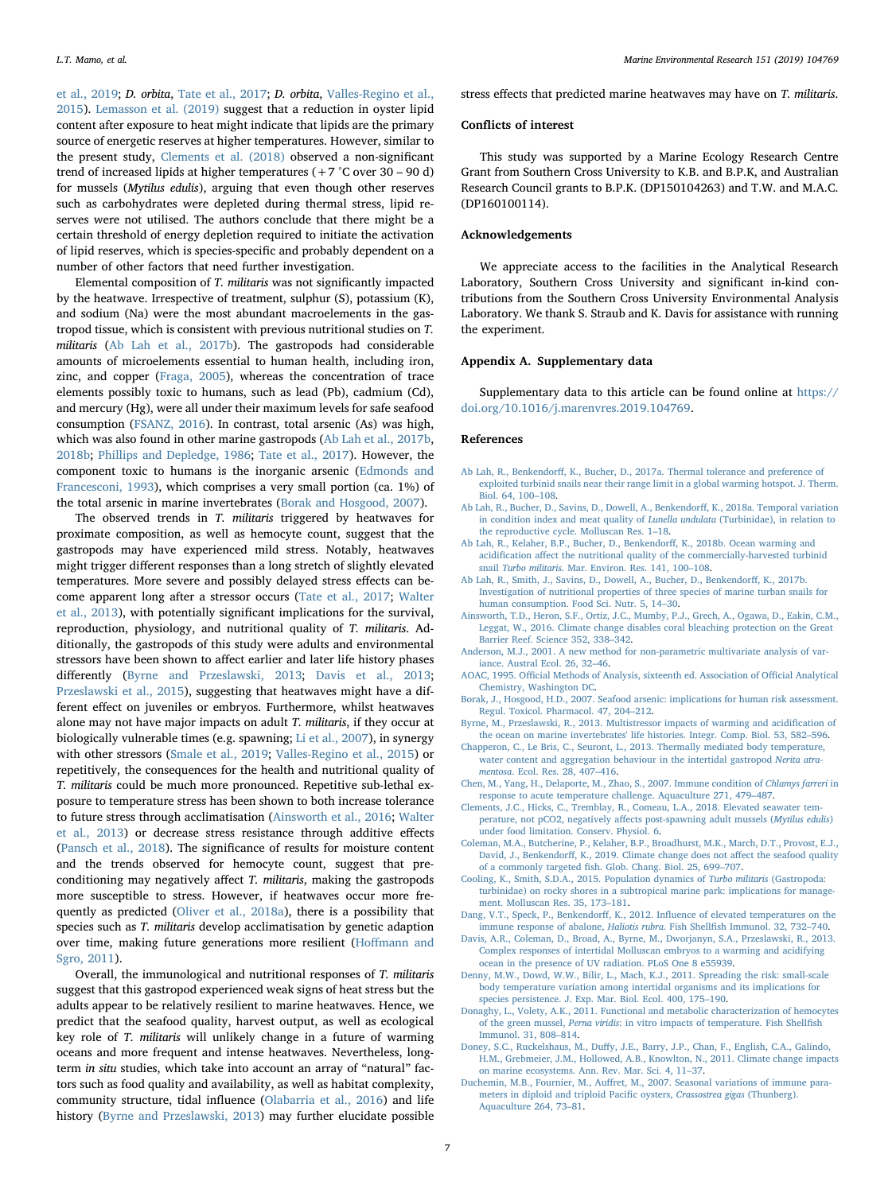et al., 2019; *D. orbita*, Tate et al., 2017; *D. orbita*, Valles-Regino et al., 2015). Lemasson et al. (2019) suggest that a reduction in oyster lipid content after exposure to heat might indicate that lipids are the primary source of energetic reserves at higher temperatures. However, similar to the present study, Clements et al. (2018) observed a non-significant trend of increased lipids at higher temperatures (+7 °C over 30 – 90 d) for mussels (*Mytilus edulis*), arguing that even though other reserves such as carbohydrates were depleted during thermal stress, lipid reserves were not utilised. The authors conclude that there might be a certain threshold of energy depletion required to initiate the activation of lipid reserves, which is species-specific and probably dependent on a number of other factors that need further investigation.

Elemental composition of *T. militaris* was not significantly impacted by the heatwave. Irrespective of treatment, sulphur (S), potassium (K), and sodium (Na) were the most abundant macroelements in the gastropod tissue, which is consistent with previous nutritional studies on *T. militaris* (Ab Lah et al., 2017b). The gastropods had considerable amounts of microelements essential to human health, including iron, zinc, and copper (Fraga, 2005), whereas the concentration of trace elements possibly toxic to humans, such as lead (Pb), cadmium (Cd), and mercury (Hg), were all under their maximum levels for safe seafood consumption (FSANZ, 2016). In contrast, total arsenic (As) was high, which was also found in other marine gastropods (Ab Lah et al., 2017b, 2018b; Phillips and Depledge, 1986; Tate et al., 2017). However, the component toxic to humans is the inorganic arsenic (Edmonds and Francesconi, 1993), which comprises a very small portion (ca. 1%) of the total arsenic in marine invertebrates (Borak and Hosgood, 2007).

The observed trends in *T. militaris* triggered by heatwaves for proximate composition, as well as hemocyte count, suggest that the gastropods may have experienced mild stress. Notably, heatwaves might trigger different responses than a long stretch of slightly elevated temperatures. More severe and possibly delayed stress effects can become apparent long after a stressor occurs (Tate et al., 2017; Walter et al., 2013), with potentially significant implications for the survival, reproduction, physiology, and nutritional quality of *T. militaris*. Additionally, the gastropods of this study were adults and environmental stressors have been shown to affect earlier and later life history phases differently (Byrne and Przeslawski, 2013; Davis et al., 2013; Przeslawski et al., 2015), suggesting that heatwaves might have a different effect on juveniles or embryos. Furthermore, whilst heatwaves alone may not have major impacts on adult *T. militaris*, if they occur at biologically vulnerable times (e.g. spawning; Li et al., 2007), in synergy with other stressors (Smale et al., 2019; Valles-Regino et al., 2015) or repetitively, the consequences for the health and nutritional quality of *T. militaris* could be much more pronounced. Repetitive sub-lethal exposure to temperature stress has been shown to both increase tolerance to future stress through acclimatisation (Ainsworth et al., 2016; Walter et al., 2013) or decrease stress resistance through additive effects (Pansch et al., 2018). The significance of results for moisture content and the trends observed for hemocyte count, suggest that preconditioning may negatively affect *T. militaris*, making the gastropods more susceptible to stress. However, if heatwaves occur more frequently as predicted (Oliver et al., 2018a), there is a possibility that species such as *T. militaris* develop acclimatisation by genetic adaption over time, making future generations more resilient (Hoffmann and Sgro, 2011).

Overall, the immunological and nutritional responses of *T. militaris* suggest that this gastropod experienced weak signs of heat stress but the adults appear to be relatively resilient to marine heatwaves. Hence, we predict that the seafood quality, harvest output, as well as ecological key role of *T. militaris* will unlikely change in a future of warming oceans and more frequent and intense heatwaves. Nevertheless, long-term *in situ* studies, which take into account an array of "natural" factors such as food quality and availability, as well as habitat complexity, community structure, tidal influence (Olabarria et al., 2016) and life history (Byrne and Przeslawski, 2013) may further elucidate possible stress effects that predicted marine heatwaves may have on *T. militaris*.

## Conflicts of interest

This study was supported by a Marine Ecology Research Centre Grant from Southern Cross University to K.B. and B.P.K, and Australian Research Council grants to B.P.K. (DP150104263) and T.W. and M.A.C. (DP160100114).

## Acknowledgements

We appreciate access to the facilities in the Analytical Research Laboratory, Southern Cross University and significant in-kind contributions from the Southern Cross University Environmental Analysis Laboratory. We thank S. Straub and K. Davis for assistance with running the experiment.

## Appendix A. Supplementary data

Supplementary data to this article can be found online at https://doi.org/10.1016/j.marenvres.2019.104769.

## References

Ab Lah, R., Benkendorff, K., Bucher, D., 2017a. Thermal tolerance and preference of exploited turbinid snails near their range limit in a global warming hotspot. J. Therm. Biol. 64, 100–108.

Ab Lah, R., Bucher, D., Savins, D., Dowell, A., Benkendorff, K., 2018a. Temporal variation in condition index and meat quality of *Lunella undulata* (Turbinidae), in relation to the reproductive cycle. Molluscan Res. 1–18.

Ab Lah, R., Kelaher, B.P., Bucher, D., Benkendorff, K., 2018b. Ocean warming and acidification affect the nutritional quality of the commercially-harvested turbinid snail *Turbo militaris*. Mar. Environ. Res. 141, 100–108.

Ab Lah, R., Smith, J., Savins, D., Dowell, A., Bucher, D., Benkendorff, K., 2017b. Investigation of nutritional properties of three species of marine turban snails for human consumption. Food Sci. Nutr. 5, 14–30.

Ainsworth, T.D., Heron, S.F., Ortiz, J.C., Mumby, P.J., Grech, A., Ogawa, D., Eakin, C.M., Leggat, W., 2016. Climate change disables coral bleaching protection on the Great Barrier Reef. Science 352, 338–342.

Anderson, M.J., 2001. A new method for non-parametric multivariate analysis of variance. Austral Ecol. 26, 32–46.

AOAC, 1995. Official Methods of Analysis, sixteenth ed. Association of Official Analytical Chemistry, Washington DC.

Borak, J., Hosgood, H.D., 2007. Seafood arsenic: implications for human risk assessment. Regul. Toxicol. Pharmacol. 47, 204–212.

Byrne, M., Przeslawski, R., 2013. Multistressor impacts of warming and acidification of the ocean on marine invertebrates' life histories. Integr. Comp. Biol. 53, 582–596.

Chapperon, C., Le Bris, C., Seuront, L., 2013. Thermally mediated body temperature, water content and aggregation behaviour in the intertidal gastropod *Nerita atramentosa*. Ecol. Res. 28, 407–416.

Chen, M., Yang, H., Delaporte, M., Zhao, S., 2007. Immune condition of *Chlamys farreri* in response to acute temperature challenge. Aquaculture 271, 479–487.

Clements, J.C., Hicks, C., Tremblay, R., Comeau, L.A., 2018. Elevated seawater temperature, not pCO2, negatively affects post-spawning adult mussels (*Mytilus edulis*) under food limitation. Conserv. Physiol. 6.

Coleman, M.A., Butcherine, P., Kelaher, B.P., Broadhurst, M.K., March, D.T., Provost, E.J., David, J., Benkendorff, K., 2019. Climate change does not affect the seafood quality of a commonly targeted fish. Glob. Chang. Biol. 25, 699–707.

Cooling, K., Smith, S.D.A., 2015. Population dynamics of *Turbo militaris* (Gastropoda: turbinidae) on rocky shores in a subtropical marine park: implications for management. Molluscan Res. 35, 173–181.

Dang, V.T., Speck, P., Benkendorff, K., 2012. Influence of elevated temperatures on the immune response of abalone, *Haliotis rubra*. Fish Shellfish Immunol. 32, 732–740.

Davis, A.R., Coleman, D., Broad, A., Byrne, M., Dworjanyn, S.A., Przeslawski, R., 2013. Complex responses of intertidal Molluscan embryos to a warming and acidifying ocean in the presence of UV radiation. PLoS One 8 e55939.

Denny, M.W., Dowd, W.W., Bilir, L., Mach, K.J., 2011. Spreading the risk: small-scale body temperature variation among intertidal organisms and its implications for species persistence. J. Exp. Mar. Biol. Ecol. 400, 175–190.

Donaghy, L., Volety, A.K., 2011. Functional and metabolic characterization of hemocytes of the green mussel, *Perna viridis*: in vitro impacts of temperature. Fish Shellfish Immunol. 31, 808–814.

Doney, S.C., Ruckelshaus, M., Duffy, J.E., Barry, J.P., Chan, F., English, C.A., Galindo, H.M., Grebmeier, J.M., Hollowed, A.B., Knowlton, N., 2011. Climate change impacts on marine ecosystems. Ann. Rev. Mar. Sci. 4, 11–37.

Duchemin, M.B., Fournier, M., Auffret, M., 2007. Seasonal variations of immune parameters in diploid and triploid Pacific oysters, *Crassostrea gigas* (Thunberg). Aquaculture 264, 73–81.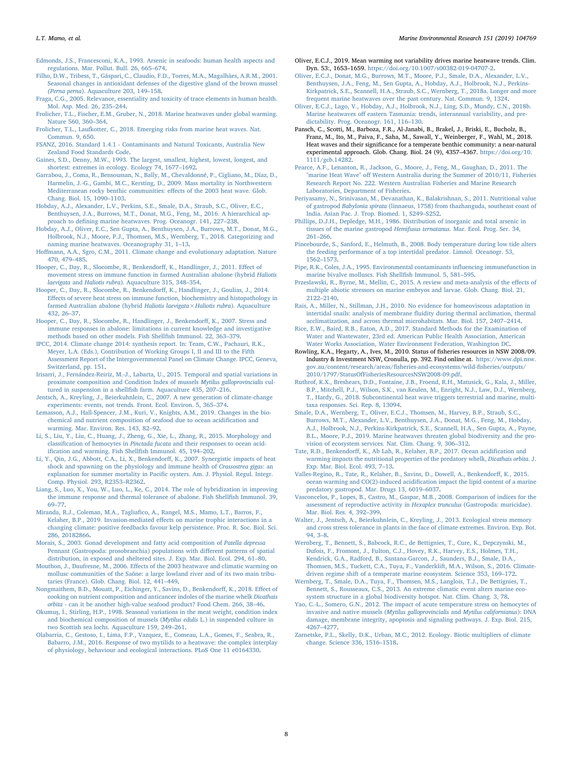Edmonds, J.S., Francesconi, K.A., 1993. Arsenic in seafoods: human health aspects and regulations. Mar. Pollut. Bull. 26, 665–674.

Filho, D.W., Tribess, T., Gáspari, C., Claudio, F.D., Torres, M.A., Magalhães, A.R.M., 2001. Seasonal changes in antioxidant defenses of the digestive gland of the brown mussel (*Perna perna*). Aquaculture 203, 149–158.

Fraga, C.G., 2005. Relevance, essentiality and toxicity of trace elements in human health. Mol. Asp. Med. 26, 235–244.

Frolicher, T.L., Fischer, E.M., Gruber, N., 2018. Marine heatwaves under global warming. Nature 560, 360–364.

Frolicher, T.L., Laufkotter, C., 2018. Emerging risks from marine heat waves. Nat. Commun. 9, 650.

FSANZ, 2016. Standard 1.4.1 - Contaminants and Natural Toxicants, Australia New Zealand Food Standards Code.

Gaines, S.D., Denny, M.W., 1993. The largest, smallest, highest, lowest, longest, and shortest: extremes in ecology. Ecology 74, 1677–1692.

Garrabou, J., Coma, R., Bensoussan, N., Bally, M., Chevaldonné, P., Cigliano, M., Díaz, D., Harmelin, J.-G., Gambi, M.C., Kersting, D., 2009. Mass mortality in Northwestern Mediterranean rocky benthic communities: effects of the 2003 heat wave. Glob. Chang. Biol. 15, 1090–1103.

Hobday, A.J., Alexander, L.V., Perkins, S.E., Smale, D.A., Straub, S.C., Oliver, E.C., Benthuysen, J.A., Burrows, M.T., Donat, M.G., Feng, M., 2016. A hierarchical approach to defining marine heatwaves. Prog. Oceanogr. 141, 227–238.

Hobday, A.J., Oliver, E.C., Sen Gupta, A., Benthuysen, J.A., Burrows, M.T., Donat, M.G., Holbrook, N.J., Moore, P.J., Thomsen, M.S., Wernberg, T., 2018. Categorizing and naming marine heatwaves. Oceanography 31, 1–13.

Hoffmann, A.A., Sgro, C.M., 2011. Climate change and evolutionary adaptation. Nature 470, 479–485.

Hooper, C., Day, R., Slocombe, R., Benkendorff, K., Handlinger, J., 2011. Effect of movement stress on immune function in farmed Australian abalone (hybrid *Haliotis laevigata* and *Haliotis rubra*). Aquaculture 315, 348–354.

Hooper, C., Day, R., Slocombe, R., Benkendorff, K., Handlinger, J., Goulias, J., 2014. Effects of severe heat stress on immune function, biochemistry and histopathology in farmed Australian abalone (hybrid *Haliotis laevigata* × *Haliotis rubra*). Aquaculture 432, 26–37.

Hooper, C., Day, R., Slocombe, R., Handlinger, J., Benkendorff, K., 2007. Stress and immune responses in abalone: limitations in current knowledge and investigative methods based on other models. Fish Shellfish Immunol. 22, 363–379.

IPCC, 2014. Climate change 2014: synthesis report. In: Team, C.W., Pachauri, R.K., Meyer, L.A. (Eds.), Contribution of Working Groups I, II and III to the Fifth Assessment Report of the Intergovernmental Panel on Climate Change. IPCC, Geneva, Switzerland, pp. 151.

Irisarri, J., Fernández-Reiriz, M.-J., Labarta, U., 2015. Temporal and spatial variations in proximate composition and Condition Index of mussels *Mytilus galloprovincialis* cultured in suspension in a shellfish farm. Aquaculture 435, 207–216.

Jentsch, A., Kreyling, J., Beierkuhnlein, C., 2007. A new generation of climate-change experiments: events, not trends. Front. Ecol. Environ. 5, 365–374.

Lemasson, A.J., Hall-Spencer, J.M., Kuri, V., Knights, A.M., 2019. Changes in the biochemical and nutrient composition of seafood due to ocean acidification and warming. Mar. Environ. Res. 143, 82–92.

Li, S., Liu, Y., Liu, C., Huang, J., Zheng, G., Xie, L., Zhang, R., 2015. Morphology and classification of hemocytes in *Pinctada fucata* and their responses to ocean acidification and warming. Fish Shellfish Immunol. 45, 194–202.

Li, Y., Qin, J.G., Abbott, C.A., Li, X., Benkendorff, K., 2007. Synergistic impacts of heat shock and spawning on the physiology and immune health of *Crassostrea gigas*: an explanation for summer mortality in Pacific oysters. Am. J. Physiol. Regul. Integr. Comp. Physiol. 293, R2353–R2362.

Liang, S., Luo, X., You, W., Luo, L., Ke, C., 2014. The role of hybridization in improving the immune response and thermal tolerance of abalone. Fish Shellfish Immunol. 39, 69–77.

Miranda, R.J., Coleman, M.A., Tagliafico, A., Rangel, M.S., Mamo, L.T., Barros, F., Kelaher, B.P., 2019. Invasion-mediated effects on marine trophic interactions in a changing climate: positive feedbacks favour kelp persistence. Proc. R. Soc. Biol. Sci. 286, 20182866.

Morais, S., 2003. Gonad development and fatty acid composition of *Patella depressa* Pennant (Gastropoda: prosobranchia) populations with different patterns of spatial distribution, in exposed and sheltered sites. J. Exp. Mar. Biol. Ecol. 294, 61–80.

Mouthon, J., Daufresne, M., 2006. Effects of the 2003 heatwave and climatic warming on mollusc communities of the Saône: a large lowland river and of its two main tributaries (France). Glob. Chang. Biol. 12, 441–449.

Nongmaithem, B.D., Mouatt, P., Eichinger, Y., Savins, D., Benkendorff, K., 2018. Effect of cooking on nutrient composition and anticancer indoles of the marine whelk *Dicathais orbita* - can it be another high-value seafood product? Food Chem. 266, 38–46.

Okumuş, İ., Stirling, H.P., 1998. Seasonal variations in the meat weight, condition index and biochemical composition of mussels (*Mytilus edulis* L.) in suspended culture in two Scottish sea lochs. Aquaculture 159, 249–261.

Olabarria, C., Gestoso, I., Lima, F.P., Vazquez, E., Comeau, L.A., Gomes, F., Seabra, R., Babarro, J.M., 2016. Response of two mytilids to a heatwave: the complex interplay of physiology, behaviour and ecological interactions. PLoS One 11 e0164330.

Oliver, E.C.J., 2019. Mean warming not variability drives marine heatwave trends. Clim. Dyn. 53:, 1653–1659. https://doi.org/10.1007/s00382-019-04707-2.

Oliver, E.C.J., Donat, M.G., Burrows, M.T., Moore, P.J., Smale, D.A., Alexander, L.V., Benthuysen, J.A., Feng, M., Sen Gupta, A., Hobday, A.J., Holbrook, N.J., Perkins-Kirkpatrick, S.E., Scannell, H.A., Straub, S.C., Wernberg, T., 2018a. Longer and more frequent marine heatwaves over the past century. Nat. Commun. 9, 1324.

Oliver, E.C.J., Lago, V., Hobday, A.J., Holbrook, N.J., Ling, S.D., Mundy, C.N., 2018b. Marine heatwaves off eastern Tasmania: trends, interannual variability, and predictability. Prog. Oceanogr. 161, 116–130.

Pansch, C., Scotti, M., Barboza, F.R., Al-Janabi, B., Brakel, J., Briski, E., Bucholz, B., Franz, M., Ito, M., Paiva, F., Saha, M., Sawall, Y., Weinberger, F., Wahl, M., 2018. Heat waves and their significance for a temperate benthic community: a near-natural experimental approach. Glob. Chang. Biol. 24 (9), 4357–4367. https://doi.org/10.1111/gcb.14282.

Pearce, A.F., Lenanton, R., Jackson, G., Moore, J., Feng, M., Gaughan, D., 2011. The "marine Heat Wave" off Western Australia during the Summer of 2010/11, Fisheries Research Report No. 222. Western Australian Fisheries and Marine Research Laboratories, Department of Fisheries.

Periyasamy, N., Srinivasan, M., Devanathan, K., Balakrishnan, S., 2011. Nutritional value of gastropod *Babylonia spirata* (linnaeus, 1758) from thazhanguda, southeast coast of India. Asian Pac. J. Trop. Biomed. 1, S249–S252.

Phillips, D.J.H., Depledge, M.H., 1986. Distribution of inorganic and total arsenic in tissues of the marine gastropod *Hemifusus ternatanus*. Mar. Ecol. Prog. Ser. 34, 261–266.

Pincebourde, S., Sanford, E., Helmuth, B., 2008. Body temperature during low tide alters the feeding performance of a top intertidal predator. Limnol. Oceanogr. 53, 1562–1573.

Pipe, R.K., Coles, J.A., 1995. Environmental contaminants influencing immunefunction in marine bivalve molluscs. Fish Shellfish Immunol. 5, 581–595.

Przeslawski, R., Byrne, M., Mellin, C., 2015. A review and meta-analysis of the effects of multiple abiotic stressors on marine embryos and larvae. Glob. Chang. Biol. 21, 2122–2140.

Rais, A., Miller, N., Stillman, J.H., 2010. No evidence for homeoviscous adaptation in intertidal snails: analysis of membrane fluidity during thermal acclimation, thermal acclimatization, and across thermal microhabitats. Mar. Biol. 157, 2407–2414.

Rice, E.W., Baird, R.B., Eaton, A.D., 2017. Standard Methods for the Examination of Water and Wastewater, 23rd ed. American Public Health Association, American Water Works Association, Water Environment Federation, Washington DC.

Rowling, K.A., Hegarty, A., Ives, M., 2010. Status of fisheries resources in NSW 2008/09. Industry & Investment NSW, Cronulla, pp. 392. Find online at. https://www.dpi.nsw.gov.au/content/research/areas/fisheries-and-ecosystems/wild-fisheries/outputs/2010/1797/StatusOfFisheriesResourcesNSW2008-09.pdf.

Ruthrof, K.X., Breshears, D.D., Fontaine, J.B., Froend, R.H., Matusick, G., Kala, J., Miller, B.P., Mitchell, P.J., Wilson, S.K., van Keulen, M., Enright, N.J., Law, D.J., Wernberg, T., Hardy, G., 2018. Subcontinental heat wave triggers terrestrial and marine, multi-taxa responses. Sci. Rep. 8, 13094.

Smale, D.A., Wernberg, T., Oliver, E.C.J., Thomsen, M., Harvey, B.P., Straub, S.C., Burrows, M.T., Alexander, L.V., Benthuysen, J.A., Donat, M.G., Feng, M., Hobday, A.J., Holbrook, N.J., Perkins-Kirkpatrick, S.E., Scannell, H.A., Sen Gupta, A., Payne, B.L., Moore, P.J., 2019. Marine heatwaves threaten global biodiversity and the provision of ecosystem services. Nat. Clim. Chang. 9, 306–312.

Tate, R.D., Benkendorff, K., Ab Lah, R., Kelaher, B.P., 2017. Ocean acidification and warming impacts the nutritional properties of the predatory whelk, *Dicathais orbita*. J. Exp. Mar. Biol. Ecol. 493, 7–13.

Valles-Regino, R., Tate, R., Kelaher, B., Savins, D., Dowell, A., Benkendorff, K., 2015. ocean warming and CO(2)-induced acidification impact the lipid content of a marine predatory gastropod. Mar. Drugs 13, 6019–6037.

Vasconcelos, P., Lopes, B., Castro, M., Gaspar, M.B., 2008. Comparison of indices for the assessment of reproductive activity in *Hexaplex trunculus* (Gastropoda: muricidae). Mar. Biol. Res. 4, 392–399.

Walter, J., Jentsch, A., Beierkuhnlein, C., Kreyling, J., 2013. Ecological stress memory and cross stress tolerance in plants in the face of climate extremes. Environ. Exp. Bot. 94, 3–8.

Wernberg, T., Bennett, S., Babcock, R.C., de Bettignies, T., Cure, K., Depczynski, M., Dufois, F., Fromont, J., Fulton, C.J., Hovey, R.K., Harvey, E.S., Holmes, T.H., Kendrick, G.A., Radford, B., Santana-Garcon, J., Saunders, B.J., Smale, D.A., Thomsen, M.S., Tuckett, C.A., Tuya, F., Vanderklift, M.A., Wilson, S., 2016. Climate-driven regime shift of a temperate marine ecosystem. Science 353, 169–172.

Wernberg, T., Smale, D.A., Tuya, F., Thomsen, M.S., Langlois, T.J., De Bettignies, T., Bennett, S., Rousseaux, C.S., 2013. An extreme climatic event alters marine ecosystem structure in a global biodiversity hotspot. Nat. Clim. Chang. 3, 78.

Yao, C.-L., Somero, G.N., 2012. The impact of acute temperature stress on hemocytes of invasive and native mussels (*Mytilus galloprovincialis* and *Mytilus californianus*): DNA damage, membrane integrity, apoptosis and signaling pathways. J. Exp. Biol. 215, 4267–4277.

Zarnetske, P.L., Skelly, D.K., Urban, M.C., 2012. Ecology. Biotic multipliers of climate change. Science 336, 1516–1518.